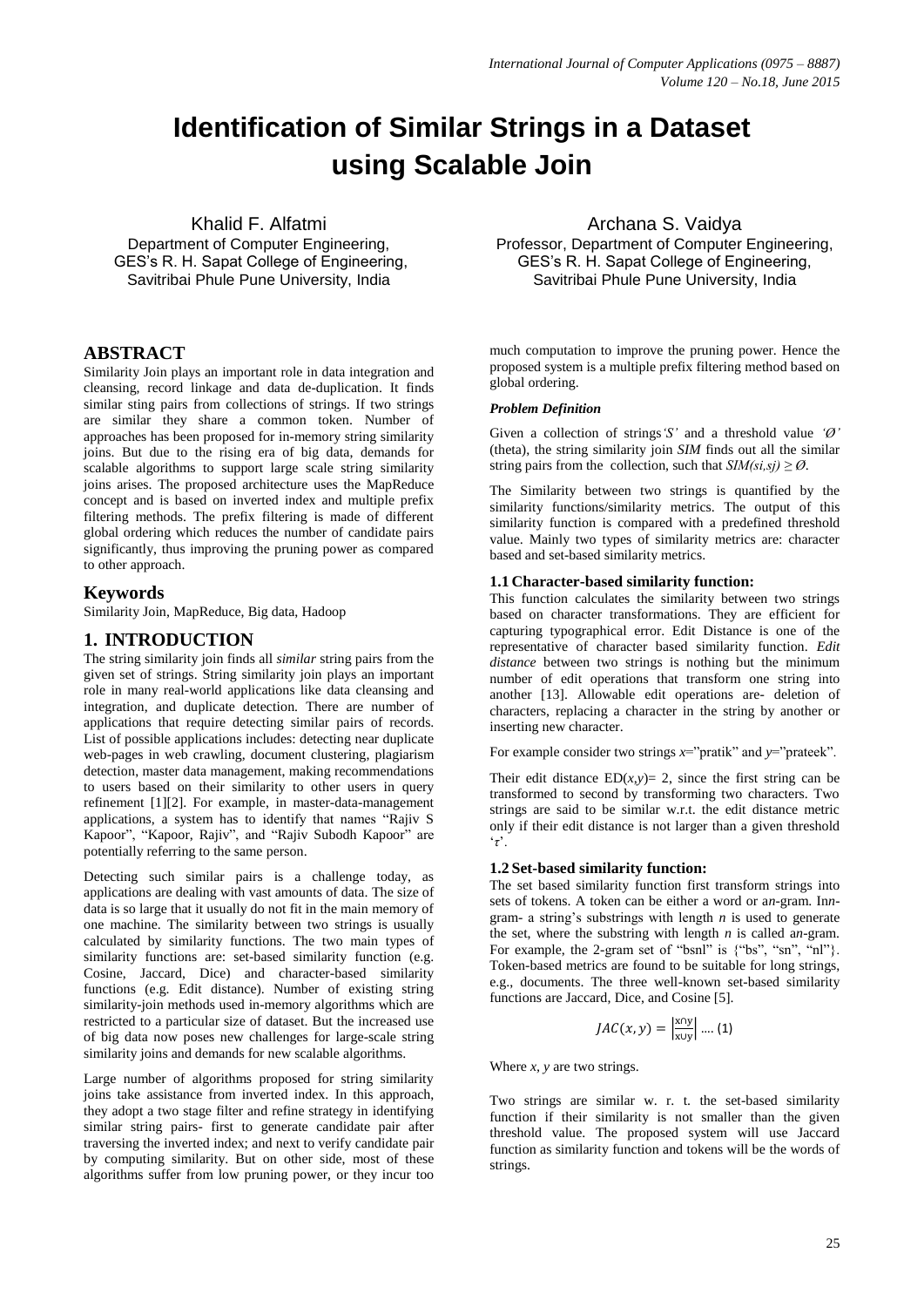# Identification of Similar Strings in a Dataset using Scalable Join

Khalid F. Alfatmi
Department of Computer Engineering,
GES's R. H. Sapat College of Engineering,
Savitribai Phule Pune University, India

Archana S. Vaidya
Professor, Department of Computer Engineering,
GES's R. H. Sapat College of Engineering,
Savitribai Phule Pune University, India

## ABSTRACT

Similarity Join plays an important role in data integration and cleansing, record linkage and data de-duplication. It finds similar sting pairs from collections of strings. If two strings are similar they share a common token. Number of approaches has been proposed for in-memory string similarity joins. But due to the rising era of big data, demands for scalable algorithms to support large scale string similarity joins arises. The proposed architecture uses the MapReduce concept and is based on inverted index and multiple prefix filtering methods. The prefix filtering is made of different global ordering which reduces the number of candidate pairs significantly, thus improving the pruning power as compared to other approach.

## Keywords

Similarity Join, MapReduce, Big data, Hadoop

## 1. INTRODUCTION

The string similarity join finds all *similar* string pairs from the given set of strings. String similarity join plays an important role in many real-world applications like data cleansing and integration, and duplicate detection. There are number of applications that require detecting similar pairs of records. List of possible applications includes: detecting near duplicate web-pages in web crawling, document clustering, plagiarism detection, master data management, making recommendations to users based on their similarity to other users in query refinement [1][2]. For example, in master-data-management applications, a system has to identify that names "Rajiv S Kapoor", "Kapoor, Rajiv", and "Rajiv Subodh Kapoor" are potentially referring to the same person.

Detecting such similar pairs is a challenge today, as applications are dealing with vast amounts of data. The size of data is so large that it usually do not fit in the main memory of one machine. The similarity between two strings is usually calculated by similarity functions. The two main types of similarity functions are: set-based similarity function (e.g. Cosine, Jaccard, Dice) and character-based similarity functions (e.g. Edit distance). Number of existing string similarity-join methods used in-memory algorithms which are restricted to a particular size of dataset. But the increased use of big data now poses new challenges for large-scale string similarity joins and demands for new scalable algorithms.

Large number of algorithms proposed for string similarity joins take assistance from inverted index. In this approach, they adopt a two stage filter and refine strategy in identifying similar string pairs- first to generate candidate pair after traversing the inverted index; and next to verify candidate pair by computing similarity. But on other side, most of these algorithms suffer from low pruning power, or they incur too much computation to improve the pruning power. Hence the proposed system is a multiple prefix filtering method based on global ordering.

#### *Problem Definition*

Given a collection of strings *'S'* and a threshold value *'Ø'* (theta), the string similarity join *SIM* finds out all the similar string pairs from the collection, such that $SIM(si,sj) \geq Ø$.

The Similarity between two strings is quantified by the similarity functions/similarity metrics. The output of this similarity function is compared with a predefined threshold value. Mainly two types of similarity metrics are: character based and set-based similarity metrics.

### 1.1 Character-based similarity function:

This function calculates the similarity between two strings based on character transformations. They are efficient for capturing typographical error. Edit Distance is one of the representative of character based similarity function. *Edit distance* between two strings is nothing but the minimum number of edit operations that transform one string into another [13]. Allowable edit operations are- deletion of characters, replacing a character in the string by another or inserting new character.

For example consider two strings $x$="pratik" and $y$="prateek".

Their edit distance $ED(x,y)= 2$, since the first string can be transformed to second by transforming two characters. Two strings are said to be similar w.r.t. the edit distance metric only if their edit distance is not larger than a given threshold '$\tau$'.

### 1.2 Set-based similarity function:

The set based similarity function first transform strings into sets of tokens. A token can be either a word or a$n$-gram. In$n$-gram- a string's substrings with length $n$ is used to generate the set, where the substring with length $n$ is called a$n$-gram. For example, the 2-gram set of "bsnl" is {"bs", "sn", "nl"}. Token-based metrics are found to be suitable for long strings, e.g., documents. The three well-known set-based similarity functions are Jaccard, Dice, and Cosine [5].

$$JAC(x, y) = \left|\frac{x \cap y}{x \cup y}\right| \text{ .... (1)}$$

Where $x$, $y$ are two strings.

Two strings are similar w. r. t. the set-based similarity function if their similarity is not smaller than the given threshold value. The proposed system will use Jaccard function as similarity function and tokens will be the words of strings.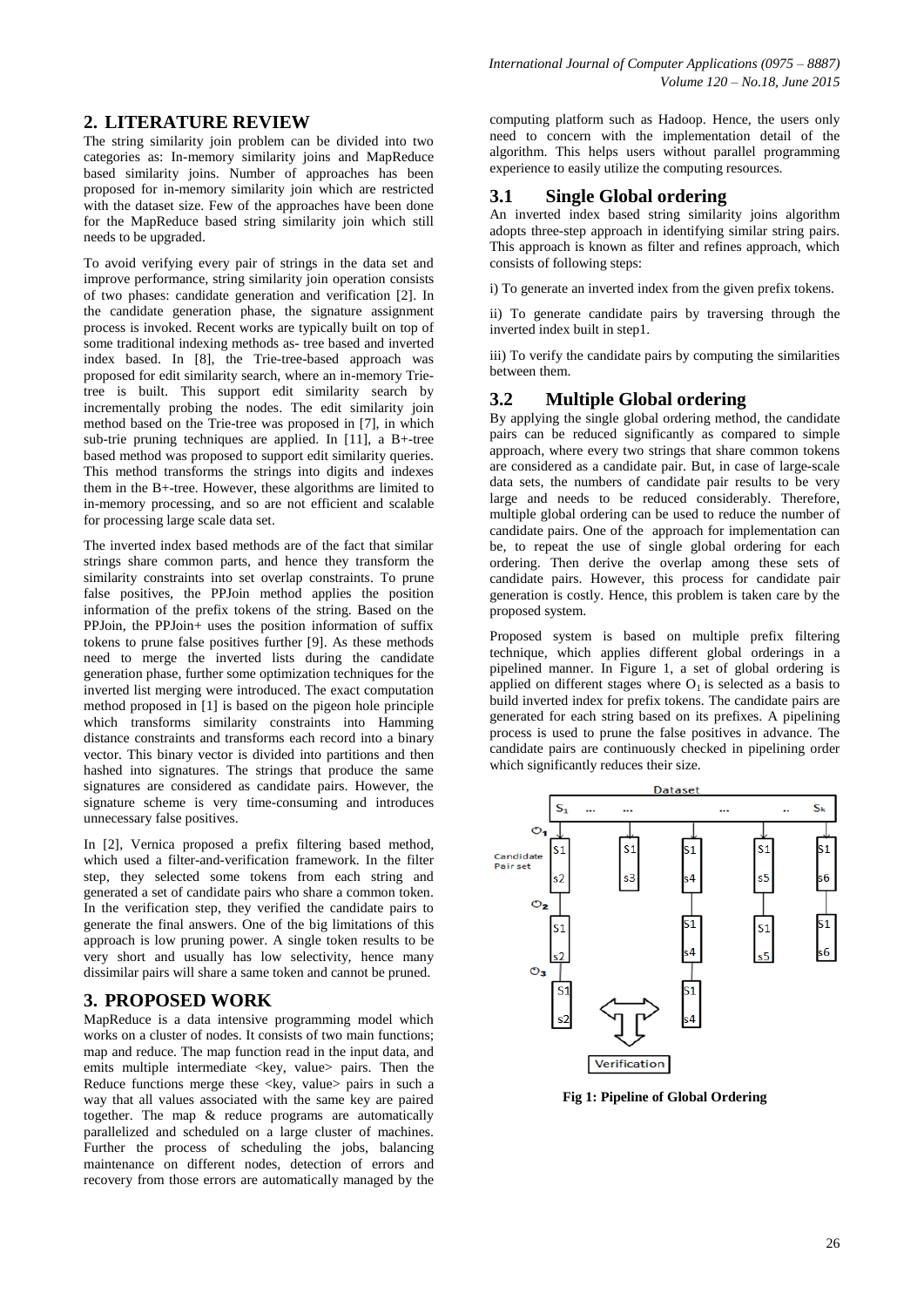## 2. LITERATURE REVIEW

The string similarity join problem can be divided into two categories as: In-memory similarity joins and MapReduce based similarity joins. Number of approaches has been proposed for in-memory similarity join which are restricted with the dataset size. Few of the approaches have been done for the MapReduce based string similarity join which still needs to be upgraded.

To avoid verifying every pair of strings in the data set and improve performance, string similarity join operation consists of two phases: candidate generation and verification [2]. In the candidate generation phase, the signature assignment process is invoked. Recent works are typically built on top of some traditional indexing methods as- tree based and inverted index based. In [8], the Trie-tree-based approach was proposed for edit similarity search, where an in-memory Trie-tree is built. This support edit similarity search by incrementally probing the nodes. The edit similarity join method based on the Trie-tree was proposed in [7], in which sub-trie pruning techniques are applied. In [11], a B+-tree based method was proposed to support edit similarity queries. This method transforms the strings into digits and indexes them in the B+-tree. However, these algorithms are limited to in-memory processing, and so are not efficient and scalable for processing large scale data set.

The inverted index based methods are of the fact that similar strings share common parts, and hence they transform the similarity constraints into set overlap constraints. To prune false positives, the PPJoin method applies the position information of the prefix tokens of the string. Based on the PPJoin, the PPJoin+ uses the position information of suffix tokens to prune false positives further [9]. As these methods need to merge the inverted lists during the candidate generation phase, further some optimization techniques for the inverted list merging were introduced. The exact computation method proposed in [1] is based on the pigeon hole principle which transforms similarity constraints into Hamming distance constraints and transforms each record into a binary vector. This binary vector is divided into partitions and then hashed into signatures. The strings that produce the same signatures are considered as candidate pairs. However, the signature scheme is very time-consuming and introduces unnecessary false positives.

In [2], Vernica proposed a prefix filtering based method, which used a filter-and-verification framework. In the filter step, they selected some tokens from each string and generated a set of candidate pairs who share a common token. In the verification step, they verified the candidate pairs to generate the final answers. One of the big limitations of this approach is low pruning power. A single token results to be very short and usually has low selectivity, hence many dissimilar pairs will share a same token and cannot be pruned.

## 3. PROPOSED WORK

MapReduce is a data intensive programming model which works on a cluster of nodes. It consists of two main functions; map and reduce. The map function read in the input data, and emits multiple intermediate <key, value> pairs. Then the Reduce functions merge these <key, value> pairs in such a way that all values associated with the same key are paired together. The map & reduce programs are automatically parallelized and scheduled on a large cluster of machines. Further the process of scheduling the jobs, balancing maintenance on different nodes, detection of errors and recovery from those errors are automatically managed by the computing platform such as Hadoop. Hence, the users only need to concern with the implementation detail of the algorithm. This helps users without parallel programming experience to easily utilize the computing resources.

### 3.1 Single Global ordering

An inverted index based string similarity joins algorithm adopts three-step approach in identifying similar string pairs. This approach is known as filter and refines approach, which consists of following steps:

i) To generate an inverted index from the given prefix tokens.

ii) To generate candidate pairs by traversing through the inverted index built in step1.

iii) To verify the candidate pairs by computing the similarities between them.

### 3.2 Multiple Global ordering

By applying the single global ordering method, the candidate pairs can be reduced significantly as compared to simple approach, where every two strings that share common tokens are considered as a candidate pair. But, in case of large-scale data sets, the numbers of candidate pair results to be very large and needs to be reduced considerably. Therefore, multiple global ordering can be used to reduce the number of candidate pairs. One of the approach for implementation can be, to repeat the use of single global ordering for each ordering. Then derive the overlap among these sets of candidate pairs. However, this process for candidate pair generation is costly. Hence, this problem is taken care by the proposed system.

Proposed system is based on multiple prefix filtering technique, which applies different global orderings in a pipelined manner. In Figure 1, a set of global ordering is applied on different stages where $O_1$ is selected as a basis to build inverted index for prefix tokens. The candidate pairs are generated for each string based on its prefixes. A pipelining process is used to prune the false positives in advance. The candidate pairs are continuously checked in pipelining order which significantly reduces their size.

**Fig 1: Pipeline of Global Ordering**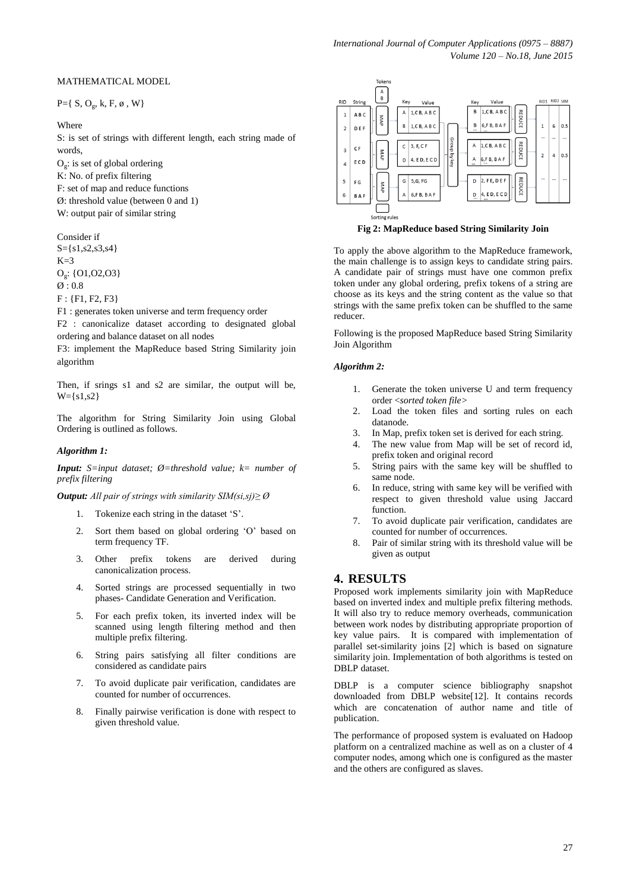MATHEMATICAL MODEL

P={ S, $O_g$, k, F, ø , W}

Where

S: is set of strings with different length, each string made of words,

$O_g$: is set of global ordering

K: No. of prefix filtering

F: set of map and reduce functions

Ø: threshold value (between 0 and 1)

W: output pair of similar string

Consider if

S={s1,s2,s3,s4}

K=3

$O_g$: {O1,O2,O3}

Ø : 0.8

F : {F1, F2, F3}

F1 : generates token universe and term frequency order

F2 : canonicalize dataset according to designated global ordering and balance dataset on all nodes

F3: implement the MapReduce based String Similarity join algorithm

Then, if srings s1 and s2 are similar, the output will be, W={s1,s2}

The algorithm for String Similarity Join using Global Ordering is outlined as follows.

***Algorithm 1:***

***Input:*** *S=input dataset; Ø=threshold value; k= number of prefix filtering*

***Output:*** *All pair of strings with similarity SIM(si,sj)≥ Ø*

1. Tokenize each string in the dataset 'S'.
2. Sort them based on global ordering 'O' based on term frequency TF.
3. Other prefix tokens are derived during canonicalization process.
4. Sorted strings are processed sequentially in two phases- Candidate Generation and Verification.
5. For each prefix token, its inverted index will be scanned using length filtering method and then multiple prefix filtering.
6. String pairs satisfying all filter conditions are considered as candidate pairs
7. To avoid duplicate pair verification, candidates are counted for number of occurrences.
8. Finally pairwise verification is done with respect to given threshold value.

**Fig 2: MapReduce based String Similarity Join**

To apply the above algorithm to the MapReduce framework, the main challenge is to assign keys to candidate string pairs. A candidate pair of strings must have one common prefix token under any global ordering, prefix tokens of a string are choose as its keys and the string content as the value so that strings with the same prefix token can be shuffled to the same reducer.

Following is the proposed MapReduce based String Similarity Join Algorithm

***Algorithm 2:***

1. Generate the token universe U and term frequency order <*sorted token file*>
2. Load the token files and sorting rules on each datanode.
3. In Map, prefix token set is derived for each string.
4. The new value from Map will be set of record id, prefix token and original record
5. String pairs with the same key will be shuffled to same node.
6. In reduce, string with same key will be verified with respect to given threshold value using Jaccard function.
7. To avoid duplicate pair verification, candidates are counted for number of occurrences.
8. Pair of similar string with its threshold value will be given as output

## 4. RESULTS

Proposed work implements similarity join with MapReduce based on inverted index and multiple prefix filtering methods. It will also try to reduce memory overheads, communication between work nodes by distributing appropriate proportion of key value pairs. It is compared with implementation of parallel set-similarity joins [2] which is based on signature similarity join. Implementation of both algorithms is tested on DBLP dataset.

DBLP is a computer science bibliography snapshot downloaded from DBLP website[12]. It contains records which are concatenation of author name and title of publication.

The performance of proposed system is evaluated on Hadoop platform on a centralized machine as well as on a cluster of 4 computer nodes, among which one is configured as the master and the others are configured as slaves.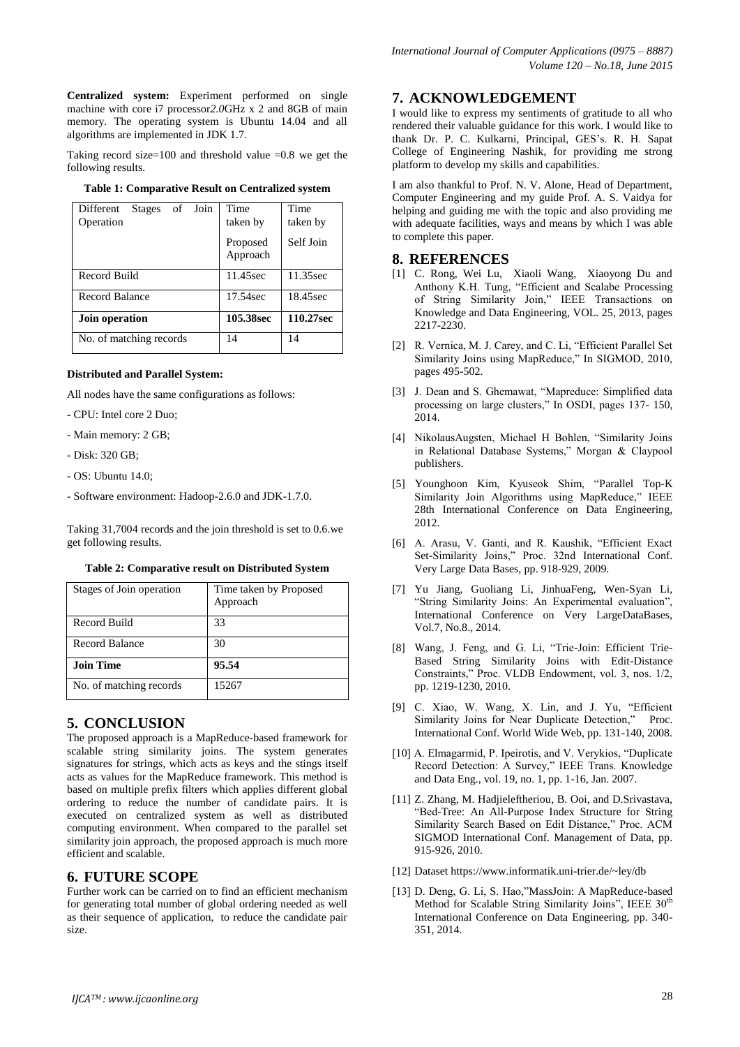**Centralized system:** Experiment performed on single machine with core i7 processor*2.0*GHz x 2 and 8GB of main memory. The operating system is Ubuntu 14.04 and all algorithms are implemented in JDK 1.7.

Taking record size=100 and threshold value =0.8 we get the following results.

**Table 1: Comparative Result on Centralized system**

| Different Stages of Join Operation | Time taken by Proposed Approach | Time taken by Self Join |
|---|---|---|
| Record Build | 11.45sec | 11.35sec |
| Record Balance | 17.54sec | 18.45sec |
| **Join operation** | **105.38sec** | **110.27sec** |
| No. of matching records | 14 | 14 |

**Distributed and Parallel System:**

All nodes have the same configurations as follows:

- CPU: Intel core 2 Duo;
- Main memory: 2 GB;
- Disk: 320 GB;
- OS: Ubuntu 14.0;
- Software environment: Hadoop-2.6.0 and JDK-1.7.0.

Taking 31,7004 records and the join threshold is set to 0.6.we get following results.

**Table 2: Comparative result on Distributed System**

| Stages of Join operation | Time taken by Proposed Approach |
|---|---|
| Record Build | 33 |
| Record Balance | 30 |
| **Join Time** | **95.54** |
| No. of matching records | 15267 |

## 5. CONCLUSION

The proposed approach is a MapReduce-based framework for scalable string similarity joins. The system generates signatures for strings, which acts as keys and the stings itself acts as values for the MapReduce framework. This method is based on multiple prefix filters which applies different global ordering to reduce the number of candidate pairs. It is executed on centralized system as well as distributed computing environment. When compared to the parallel set similarity join approach, the proposed approach is much more efficient and scalable.

## 6. FUTURE SCOPE

Further work can be carried on to find an efficient mechanism for generating total number of global ordering needed as well as their sequence of application, to reduce the candidate pair size.

## 7. ACKNOWLEDGEMENT

I would like to express my sentiments of gratitude to all who rendered their valuable guidance for this work. I would like to thank Dr. P. C. Kulkarni, Principal, GES's. R. H. Sapat College of Engineering Nashik, for providing me strong platform to develop my skills and capabilities.

I am also thankful to Prof. N. V. Alone, Head of Department, Computer Engineering and my guide Prof. A. S. Vaidya for helping and guiding me with the topic and also providing me with adequate facilities, ways and means by which I was able to complete this paper.

## 8. REFERENCES

[1] C. Rong, Wei Lu, Xiaoli Wang, Xiaoyong Du and Anthony K.H. Tung, "Efficient and Scalabe Processing of String Similarity Join," IEEE Transactions on Knowledge and Data Engineering, VOL. 25, 2013, pages 2217-2230.

[2] R. Vernica, M. J. Carey, and C. Li, "Efficient Parallel Set Similarity Joins using MapReduce," In SIGMOD, 2010, pages 495-502.

[3] J. Dean and S. Ghemawat, "Mapreduce: Simplified data processing on large clusters," In OSDI, pages 137- 150, 2014.

[4] NikolausAugsten, Michael H Bohlen, "Similarity Joins in Relational Database Systems," Morgan & Claypool publishers.

[5] Younghoon Kim, Kyuseok Shim, "Parallel Top-K Similarity Join Algorithms using MapReduce," IEEE 28th International Conference on Data Engineering, 2012.

[6] A. Arasu, V. Ganti, and R. Kaushik, "Efficient Exact Set-Similarity Joins," Proc. 32nd International Conf. Very Large Data Bases, pp. 918-929, 2009.

[7] Yu Jiang, Guoliang Li, JinhuaFeng, Wen-Syan Li, "String Similarity Joins: An Experimental evaluation", International Conference on Very LargeDataBases, Vol.7, No.8., 2014.

[8] Wang, J. Feng, and G. Li, "Trie-Join: Efficient Trie-Based String Similarity Joins with Edit-Distance Constraints," Proc. VLDB Endowment, vol. 3, nos. 1/2, pp. 1219-1230, 2010.

[9] C. Xiao, W. Wang, X. Lin, and J. Yu, "Efficient Similarity Joins for Near Duplicate Detection," Proc. International Conf. World Wide Web, pp. 131-140, 2008.

[10] A. Elmagarmid, P. Ipeirotis, and V. Verykios, "Duplicate Record Detection: A Survey," IEEE Trans. Knowledge and Data Eng., vol. 19, no. 1, pp. 1-16, Jan. 2007.

[11] Z. Zhang, M. Hadjieleftheriou, B. Ooi, and D.Srivastava, "Bed-Tree: An All-Purpose Index Structure for String Similarity Search Based on Edit Distance," Proc. ACM SIGMOD International Conf. Management of Data, pp. 915-926, 2010.

[12] Dataset https://www.informatik.uni-trier.de/~ley/db

[13] D. Deng, G. Li, S. Hao,"MassJoin: A MapReduce-based Method for Scalable String Similarity Joins", IEEE 30th International Conference on Data Engineering, pp. 340-351, 2014.